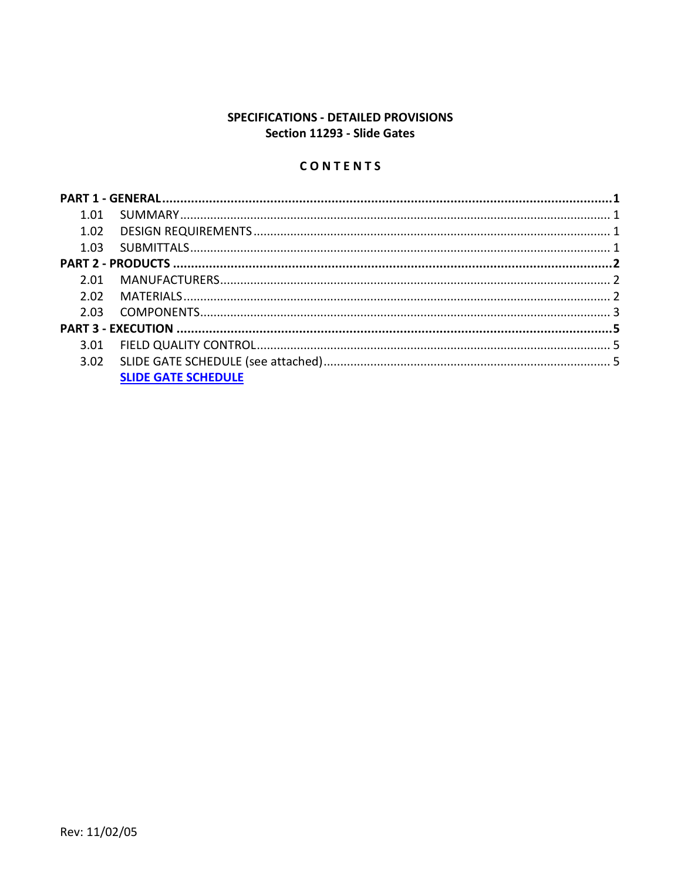**SPECIFICATIONS - DETAILED PROVISIONS**
**Section 11293 - Slide Gates**

**C O N T E N T S**

| | | |
|---|---|---|
| **PART 1 - GENERAL** | | **1** |
| 1.01 | SUMMARY | 1 |
| 1.02 | DESIGN REQUIREMENTS | 1 |
| 1.03 | SUBMITTALS | 1 |
| **PART 2 - PRODUCTS** | | **2** |
| 2.01 | MANUFACTURERS | 2 |
| 2.02 | MATERIALS | 2 |
| 2.03 | COMPONENTS | 3 |
| **PART 3 - EXECUTION** | | **5** |
| 3.01 | FIELD QUALITY CONTROL | 5 |
| 3.02 | SLIDE GATE SCHEDULE (see attached) | 5 |
| | **SLIDE GATE SCHEDULE** | |

Rev: 11/02/05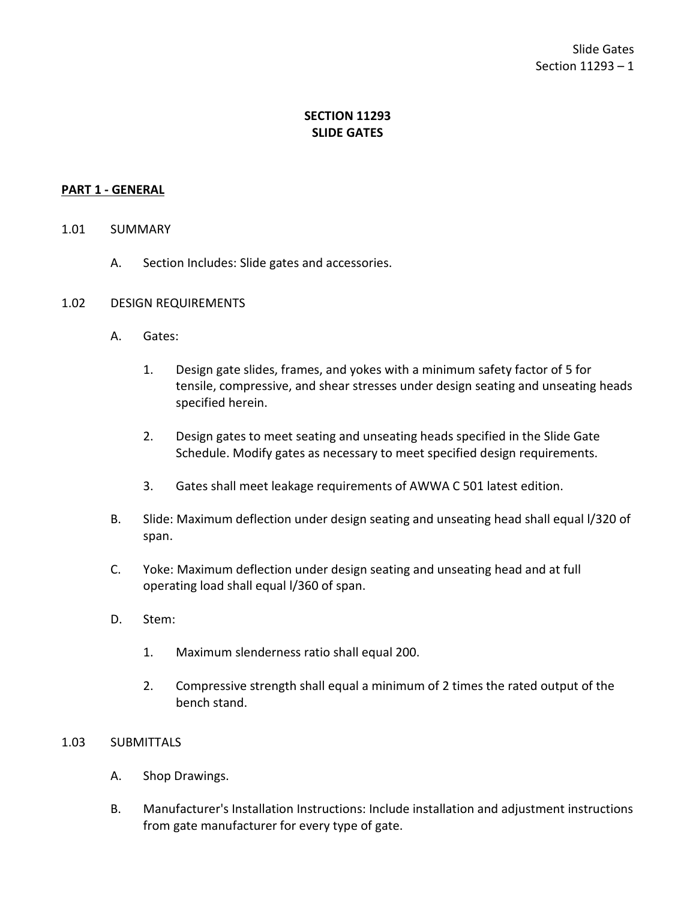## SECTION 11293
## SLIDE GATES

**PART 1 - GENERAL**

1.01 SUMMARY

A. Section Includes: Slide gates and accessories.

1.02 DESIGN REQUIREMENTS

A. Gates:

1. Design gate slides, frames, and yokes with a minimum safety factor of 5 for tensile, compressive, and shear stresses under design seating and unseating heads specified herein.

2. Design gates to meet seating and unseating heads specified in the Slide Gate Schedule. Modify gates as necessary to meet specified design requirements.

3. Gates shall meet leakage requirements of AWWA C 501 latest edition.

B. Slide: Maximum deflection under design seating and unseating head shall equal l/320 of span.

C. Yoke: Maximum deflection under design seating and unseating head and at full operating load shall equal l/360 of span.

D. Stem:

1. Maximum slenderness ratio shall equal 200.

2. Compressive strength shall equal a minimum of 2 times the rated output of the bench stand.

1.03 SUBMITTALS

A. Shop Drawings.

B. Manufacturer's Installation Instructions: Include installation and adjustment instructions from gate manufacturer for every type of gate.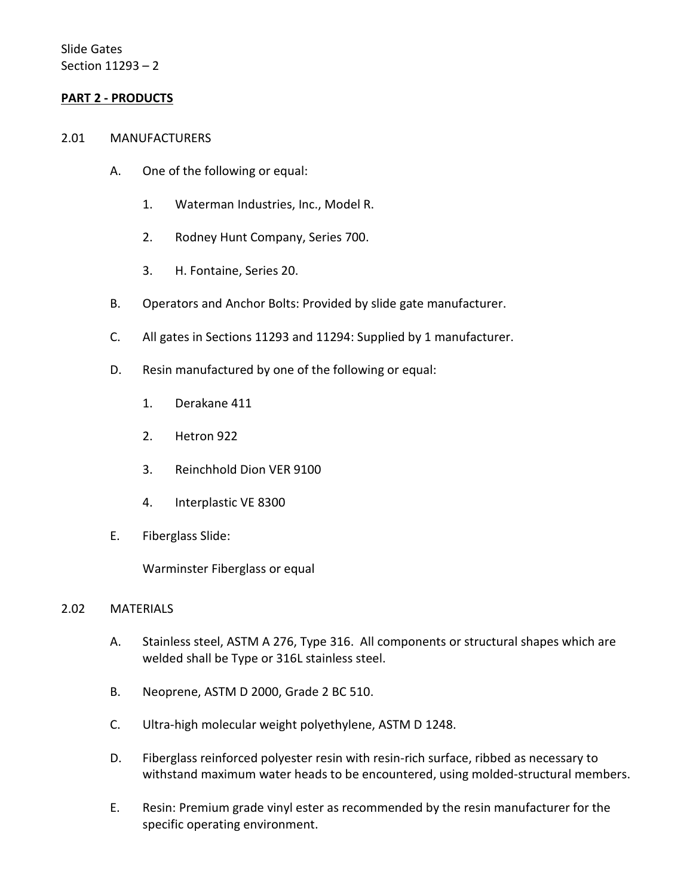## PART 2 - PRODUCTS

2.01 MANUFACTURERS

A. One of the following or equal:

1. Waterman Industries, Inc., Model R.

2. Rodney Hunt Company, Series 700.

3. H. Fontaine, Series 20.

B. Operators and Anchor Bolts: Provided by slide gate manufacturer.

C. All gates in Sections 11293 and 11294: Supplied by 1 manufacturer.

D. Resin manufactured by one of the following or equal:

1. Derakane 411

2. Hetron 922

3. Reinchhold Dion VER 9100

4. Interplastic VE 8300

E. Fiberglass Slide:

Warminster Fiberglass or equal

2.02 MATERIALS

A. Stainless steel, ASTM A 276, Type 316. All components or structural shapes which are welded shall be Type or 316L stainless steel.

B. Neoprene, ASTM D 2000, Grade 2 BC 510.

C. Ultra-high molecular weight polyethylene, ASTM D 1248.

D. Fiberglass reinforced polyester resin with resin-rich surface, ribbed as necessary to withstand maximum water heads to be encountered, using molded-structural members.

E. Resin: Premium grade vinyl ester as recommended by the resin manufacturer for the specific operating environment.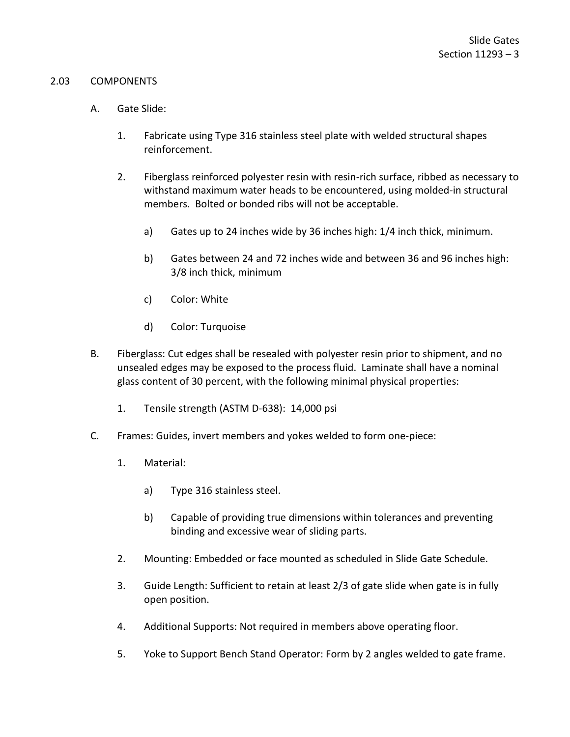## 2.03 COMPONENTS

A. Gate Slide:

1. Fabricate using Type 316 stainless steel plate with welded structural shapes reinforcement.

2. Fiberglass reinforced polyester resin with resin-rich surface, ribbed as necessary to withstand maximum water heads to be encountered, using molded-in structural members. Bolted or bonded ribs will not be acceptable.

   a) Gates up to 24 inches wide by 36 inches high: 1/4 inch thick, minimum.

   b) Gates between 24 and 72 inches wide and between 36 and 96 inches high: 3/8 inch thick, minimum

   c) Color: White

   d) Color: Turquoise

B. Fiberglass: Cut edges shall be resealed with polyester resin prior to shipment, and no unsealed edges may be exposed to the process fluid. Laminate shall have a nominal glass content of 30 percent, with the following minimal physical properties:

1. Tensile strength (ASTM D-638): 14,000 psi

C. Frames: Guides, invert members and yokes welded to form one-piece:

1. Material:

   a) Type 316 stainless steel.

   b) Capable of providing true dimensions within tolerances and preventing binding and excessive wear of sliding parts.

2. Mounting: Embedded or face mounted as scheduled in Slide Gate Schedule.

3. Guide Length: Sufficient to retain at least 2/3 of gate slide when gate is in fully open position.

4. Additional Supports: Not required in members above operating floor.

5. Yoke to Support Bench Stand Operator: Form by 2 angles welded to gate frame.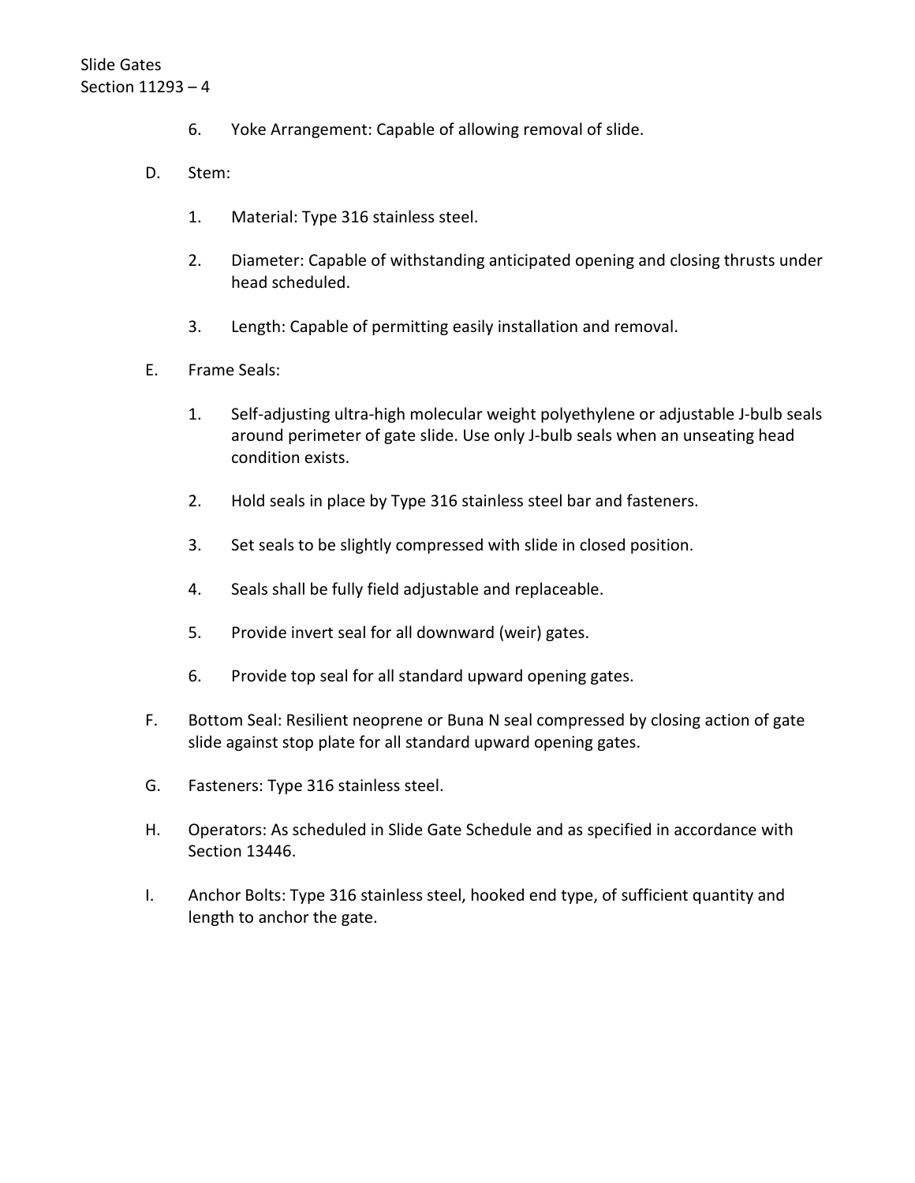6. Yoke Arrangement: Capable of allowing removal of slide.

D. Stem:

   1. Material: Type 316 stainless steel.

   2. Diameter: Capable of withstanding anticipated opening and closing thrusts under head scheduled.

   3. Length: Capable of permitting easily installation and removal.

E. Frame Seals:

   1. Self-adjusting ultra-high molecular weight polyethylene or adjustable J-bulb seals around perimeter of gate slide. Use only J-bulb seals when an unseating head condition exists.

   2. Hold seals in place by Type 316 stainless steel bar and fasteners.

   3. Set seals to be slightly compressed with slide in closed position.

   4. Seals shall be fully field adjustable and replaceable.

   5. Provide invert seal for all downward (weir) gates.

   6. Provide top seal for all standard upward opening gates.

F. Bottom Seal: Resilient neoprene or Buna N seal compressed by closing action of gate slide against stop plate for all standard upward opening gates.

G. Fasteners: Type 316 stainless steel.

H. Operators: As scheduled in Slide Gate Schedule and as specified in accordance with Section 13446.

I. Anchor Bolts: Type 316 stainless steel, hooked end type, of sufficient quantity and length to anchor the gate.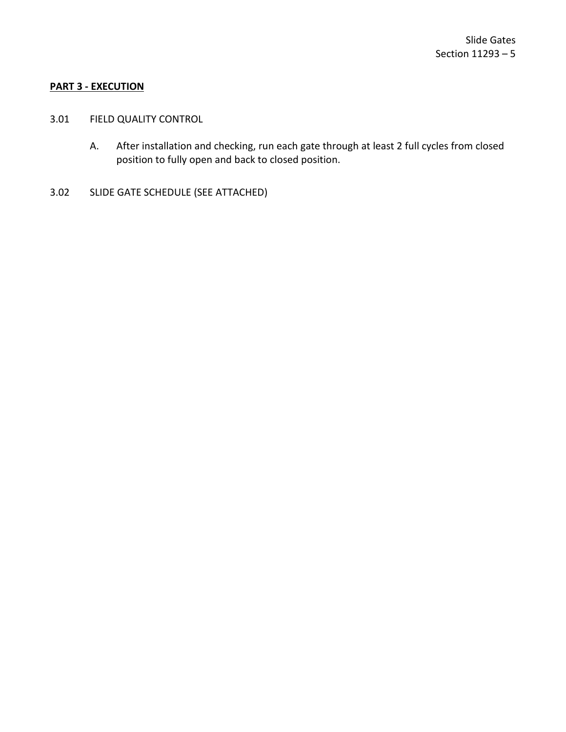## **PART 3 - EXECUTION**

3.01 FIELD QUALITY CONTROL

A. After installation and checking, run each gate through at least 2 full cycles from closed position to fully open and back to closed position.

3.02 SLIDE GATE SCHEDULE (SEE ATTACHED)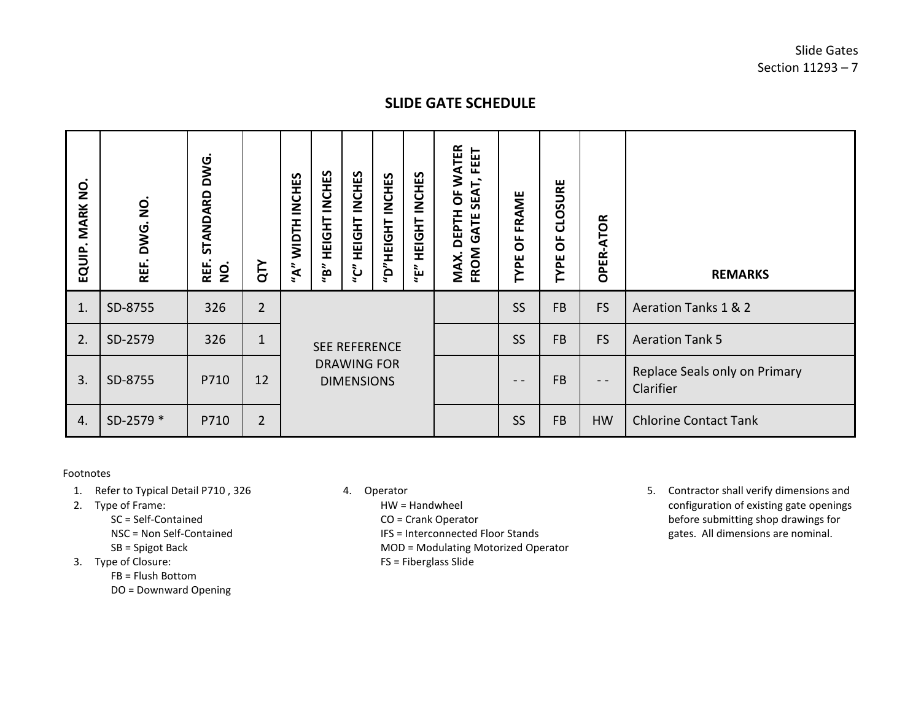## SLIDE GATE SCHEDULE

| EQUIP. MARK NO. | REF. DWG. NO. | REF. STANDARD DWG. NO. | QTY | "A" WIDTH INCHES | "B" HEIGHT INCHES | "C" HEIGHT INCHES | "D"HEIGHT INCHES | "E" HEIGHT INCHES | MAX. DEPTH OF WATER FROM GATE SEAT, FEET | TYPE OF FRAME | TYPE OF CLOSURE | OPER-ATOR | REMARKS |
|---|---|---|---|---|---|---|---|---|---|---|---|---|---|
| 1. | SD-8755 | 326 | 2 | SEE REFERENCE DRAWING FOR DIMENSIONS | | | | | | SS | FB | FS | Aeration Tanks 1 & 2 |
| 2. | SD-2579 | 326 | 1 | | | | | | | SS | FB | FS | Aeration Tank 5 |
| 3. | SD-8755 | P710 | 12 | | | | | | | - - | FB | - - | Replace Seals only on Primary Clarifier |
| 4. | SD-2579 * | P710 | 2 | | | | | | | SS | FB | HW | Chlorine Contact Tank |

Footnotes

1. Refer to Typical Detail P710 , 326
2. Type of Frame:
   - SC = Self-Contained
   - NSC = Non Self-Contained
   - SB = Spigot Back
3. Type of Closure:
   - FB = Flush Bottom
   - DO = Downward Opening
4. Operator
   - HW = Handwheel
   - CO = Crank Operator
   - IFS = Interconnected Floor Stands
   - MOD = Modulating Motorized Operator
   - FS = Fiberglass Slide
5. Contractor shall verify dimensions and configuration of existing gate openings before submitting shop drawings for gates. All dimensions are nominal.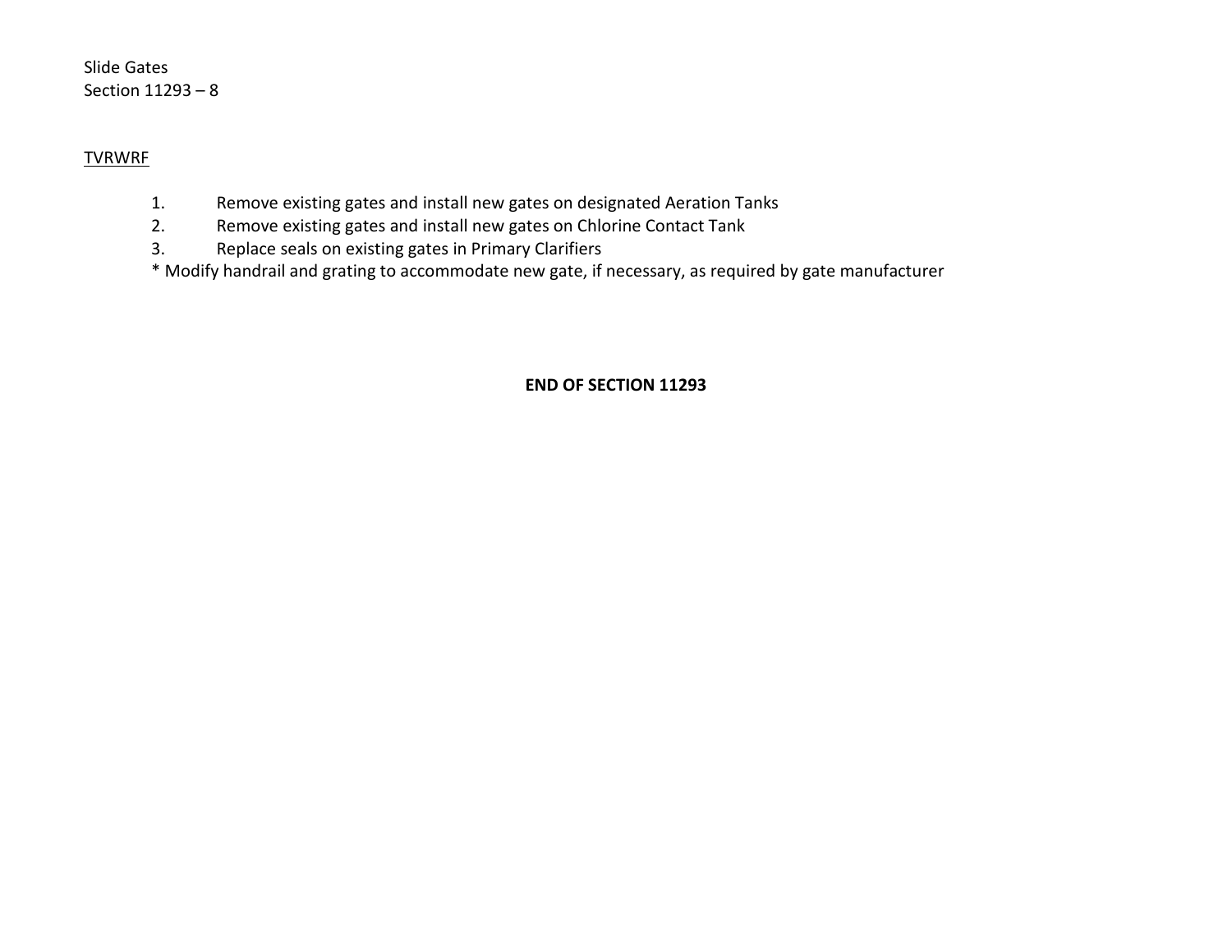TVRWRF

1. Remove existing gates and install new gates on designated Aeration Tanks
2. Remove existing gates and install new gates on Chlorine Contact Tank
3. Replace seals on existing gates in Primary Clarifiers

* Modify handrail and grating to accommodate new gate, if necessary, as required by gate manufacturer

**END OF SECTION 11293**